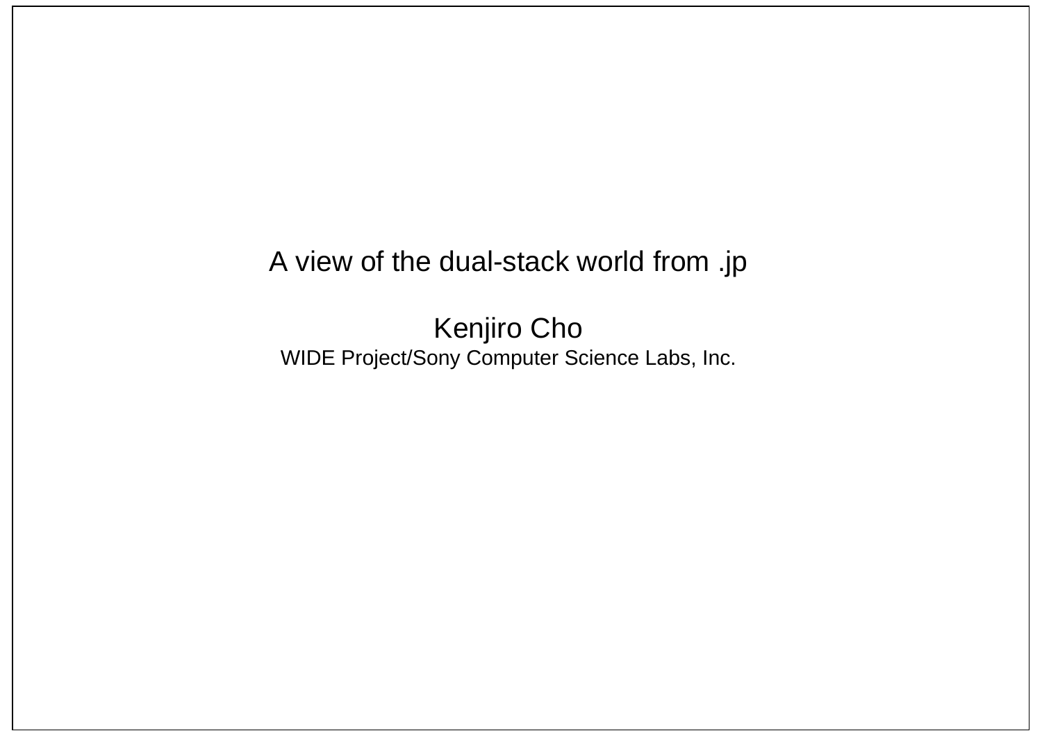# A view of the dual-stack world from .jp

Kenjiro Cho

WIDE Project/Sony Computer Science Labs, Inc.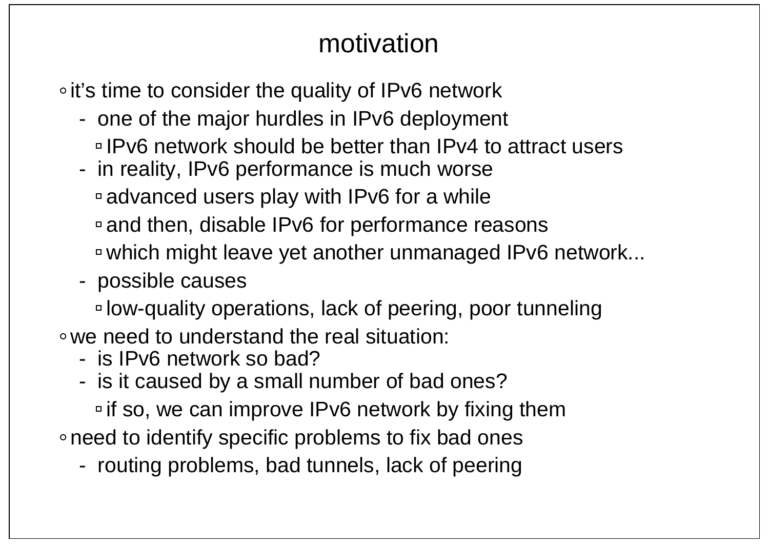# motivation

- it's time to consider the quality of IPv6 network
  - one of the major hurdles in IPv6 deployment
    - IPv6 network should be better than IPv4 to attract users
  - in reality, IPv6 performance is much worse
    - advanced users play with IPv6 for a while
    - and then, disable IPv6 for performance reasons
    - which might leave yet another unmanaged IPv6 network...
  - possible causes
    - low-quality operations, lack of peering, poor tunneling
- we need to understand the real situation:
  - is IPv6 network so bad?
  - is it caused by a small number of bad ones?
    - if so, we can improve IPv6 network by fixing them
- need to identify specific problems to fix bad ones
  - routing problems, bad tunnels, lack of peering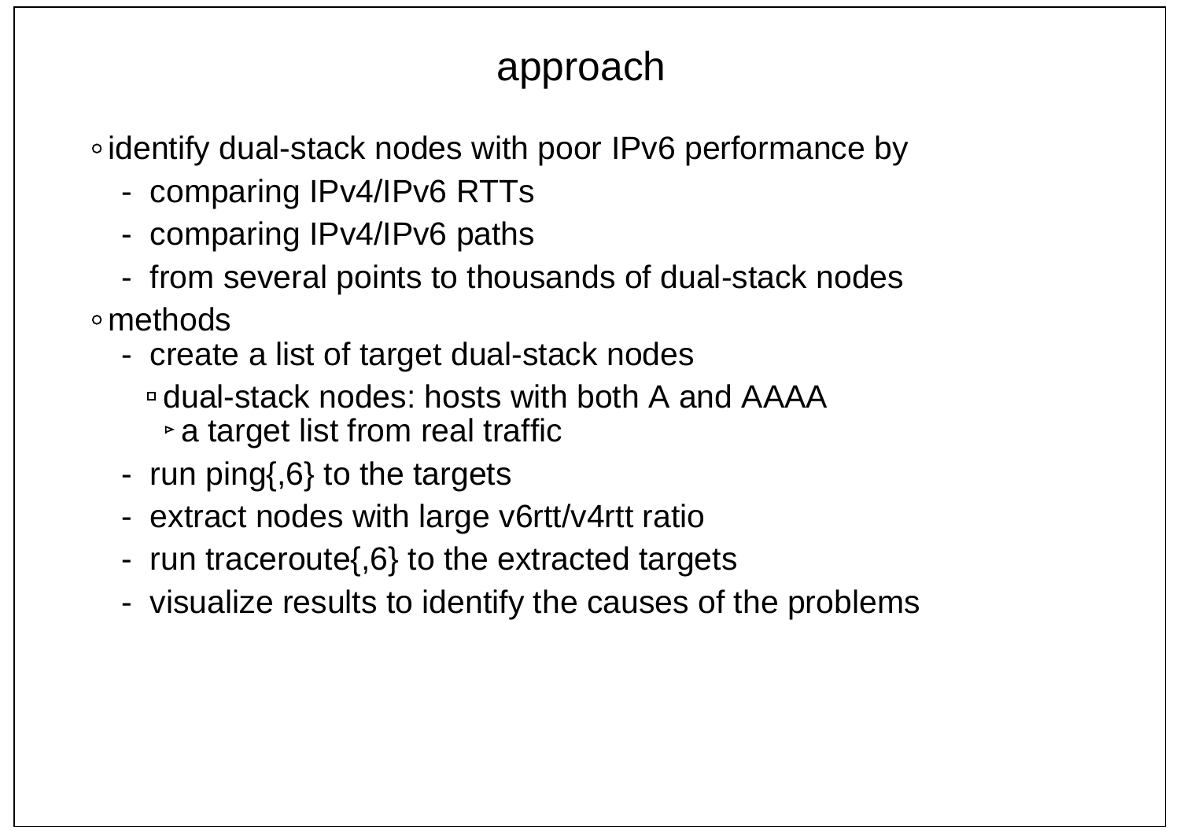# approach

- identify dual-stack nodes with poor IPv6 performance by
  - comparing IPv4/IPv6 RTTs
  - comparing IPv4/IPv6 paths
  - from several points to thousands of dual-stack nodes
- methods
  - create a list of target dual-stack nodes
    - dual-stack nodes: hosts with both A and AAAA
      - a target list from real traffic
  - run ping{,6} to the targets
  - extract nodes with large v6rtt/v4rtt ratio
  - run traceroute{,6} to the extracted targets
  - visualize results to identify the causes of the problems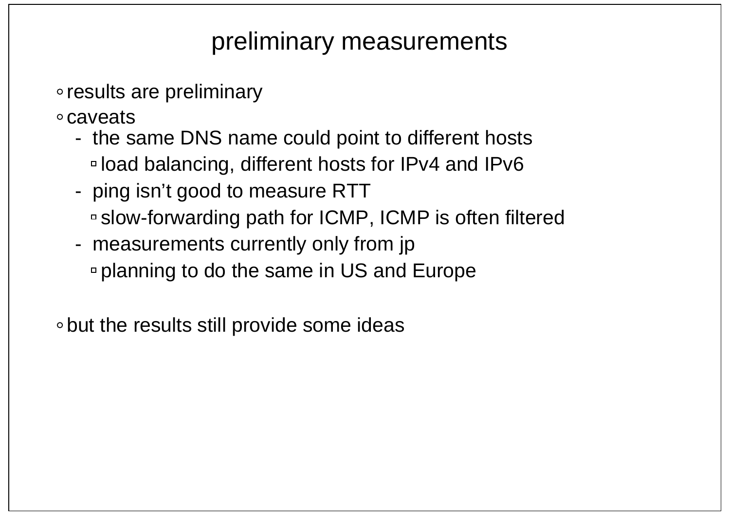# preliminary measurements

- results are preliminary
- caveats
  - the same DNS name could point to different hosts
    - load balancing, different hosts for IPv4 and IPv6
  - ping isn’t good to measure RTT
    - slow-forwarding path for ICMP, ICMP is often filtered
  - measurements currently only from jp
    - planning to do the same in US and Europe

- but the results still provide some ideas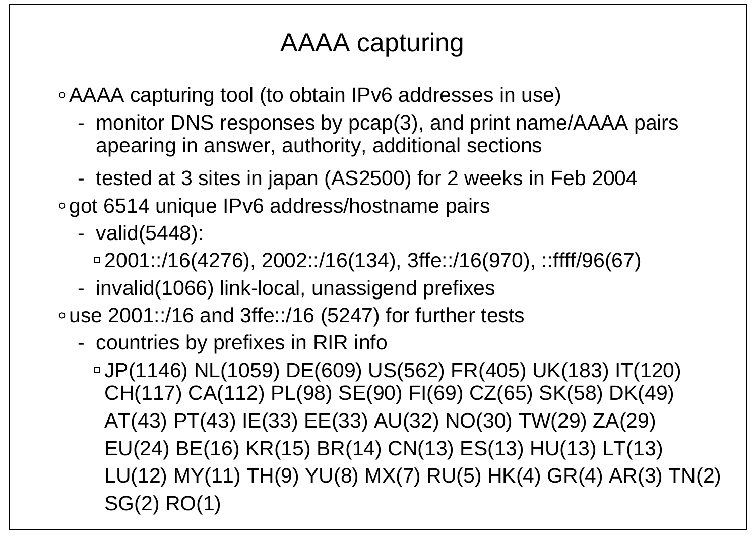# AAAA capturing

- AAAA capturing tool (to obtain IPv6 addresses in use)
  - monitor DNS responses by pcap(3), and print name/AAAA pairs apearing in answer, authority, additional sections
  - tested at 3 sites in japan (AS2500) for 2 weeks in Feb 2004
- got 6514 unique IPv6 address/hostname pairs
  - valid(5448):
    - 2001::/16(4276), 2002::/16(134), 3ffe::/16(970), ::ffff/96(67)
  - invalid(1066) link-local, unassigend prefixes
- use 2001::/16 and 3ffe::/16 (5247) for further tests
  - countries by prefixes in RIR info
    - JP(1146) NL(1059) DE(609) US(562) FR(405) UK(183) IT(120) CH(117) CA(112) PL(98) SE(90) FI(69) CZ(65) SK(58) DK(49) AT(43) PT(43) IE(33) EE(33) AU(32) NO(30) TW(29) ZA(29) EU(24) BE(16) KR(15) BR(14) CN(13) ES(13) HU(13) LT(13) LU(12) MY(11) TH(9) YU(8) MX(7) RU(5) HK(4) GR(4) AR(3) TN(2) SG(2) RO(1)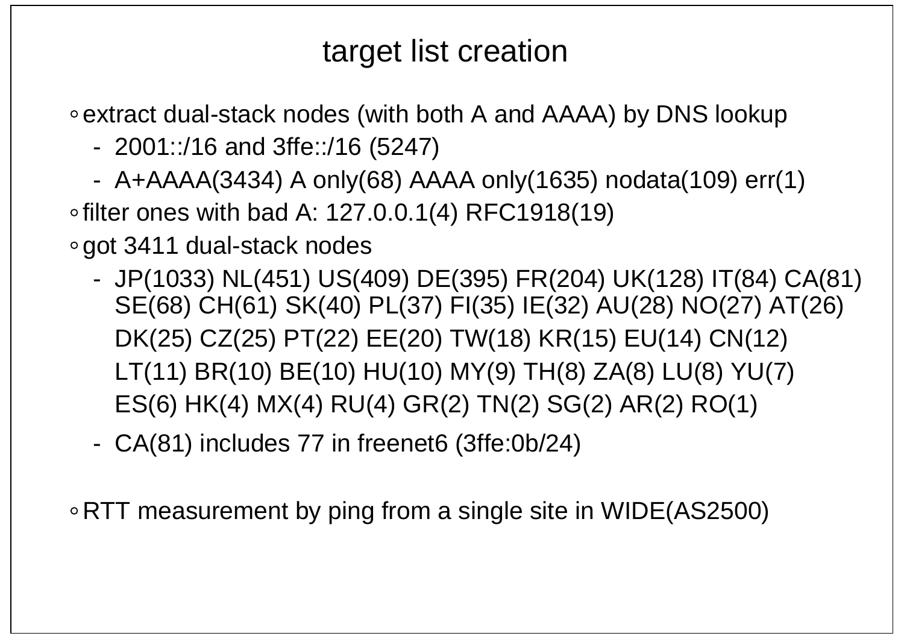# target list creation

- extract dual-stack nodes (with both A and AAAA) by DNS lookup
  - 2001::/16 and 3ffe::/16 (5247)
  - A+AAAA(3434) A only(68) AAAA only(1635) nodata(109) err(1)
- filter ones with bad A: 127.0.0.1(4) RFC1918(19)
- got 3411 dual-stack nodes
  - JP(1033) NL(451) US(409) DE(395) FR(204) UK(128) IT(84) CA(81) SE(68) CH(61) SK(40) PL(37) FI(35) IE(32) AU(28) NO(27) AT(26) DK(25) CZ(25) PT(22) EE(20) TW(18) KR(15) EU(14) CN(12) LT(11) BR(10) BE(10) HU(10) MY(9) TH(8) ZA(8) LU(8) YU(7) ES(6) HK(4) MX(4) RU(4) GR(2) TN(2) SG(2) AR(2) RO(1)
  - CA(81) includes 77 in freenet6 (3ffe:0b/24)

- RTT measurement by ping from a single site in WIDE(AS2500)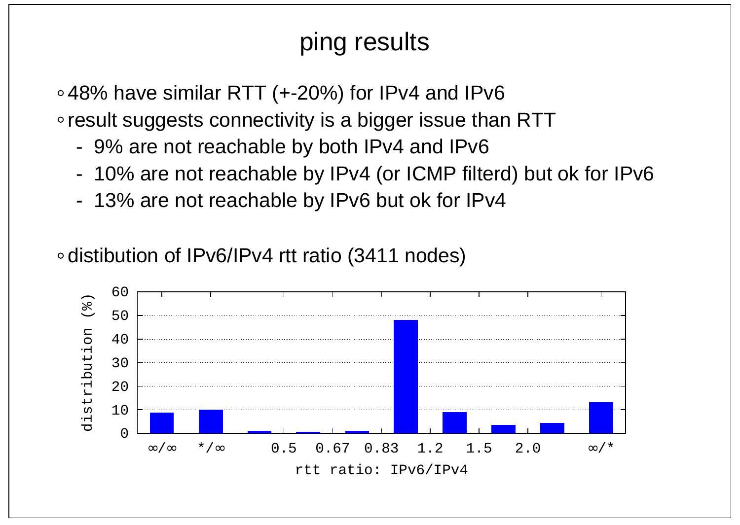# ping results

- 48% have similar RTT (+-20%) for IPv4 and IPv6
- result suggests connectivity is a bigger issue than RTT
  - 9% are not reachable by both IPv4 and IPv6
  - 10% are not reachable by IPv4 (or ICMP filterd) but ok for IPv6
  - 13% are not reachable by IPv6 but ok for IPv4

- distibution of IPv6/IPv4 rtt ratio (3411 nodes)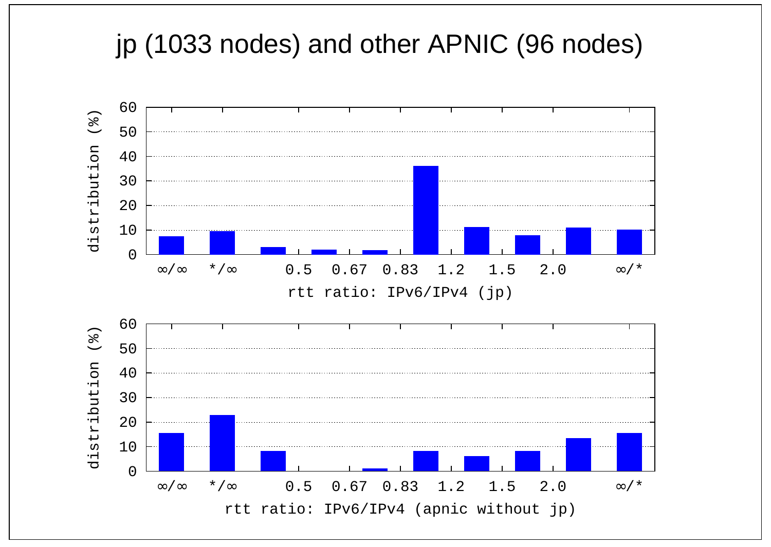# jp (1033 nodes) and other APNIC (96 nodes)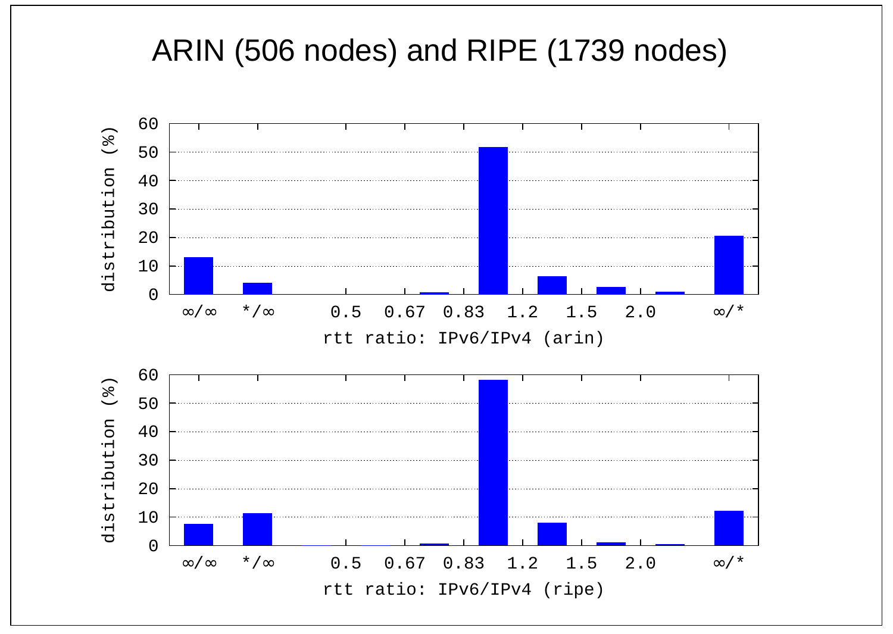# ARIN (506 nodes) and RIPE (1739 nodes)

| rtt ratio: IPv6/IPv4 | ∞/∞ | */∞ | | 0.5 | 0.67 | 0.83 | 1.2 | 1.5 | 2.0 | ∞/* |
|---|---|---|---|---|---|---|---|---|---|---|
| distribution (%) (arin) | ~13 | ~4 | 0 | 0 | ~0.5 | ~52 | ~6 | ~2.5 | ~1 | ~20.5 |
| distribution (%) (ripe) | ~7.5 | ~11 | ~0 | ~0 | ~0.5 | ~58 | ~8 | ~1 | ~0.5 | ~12 |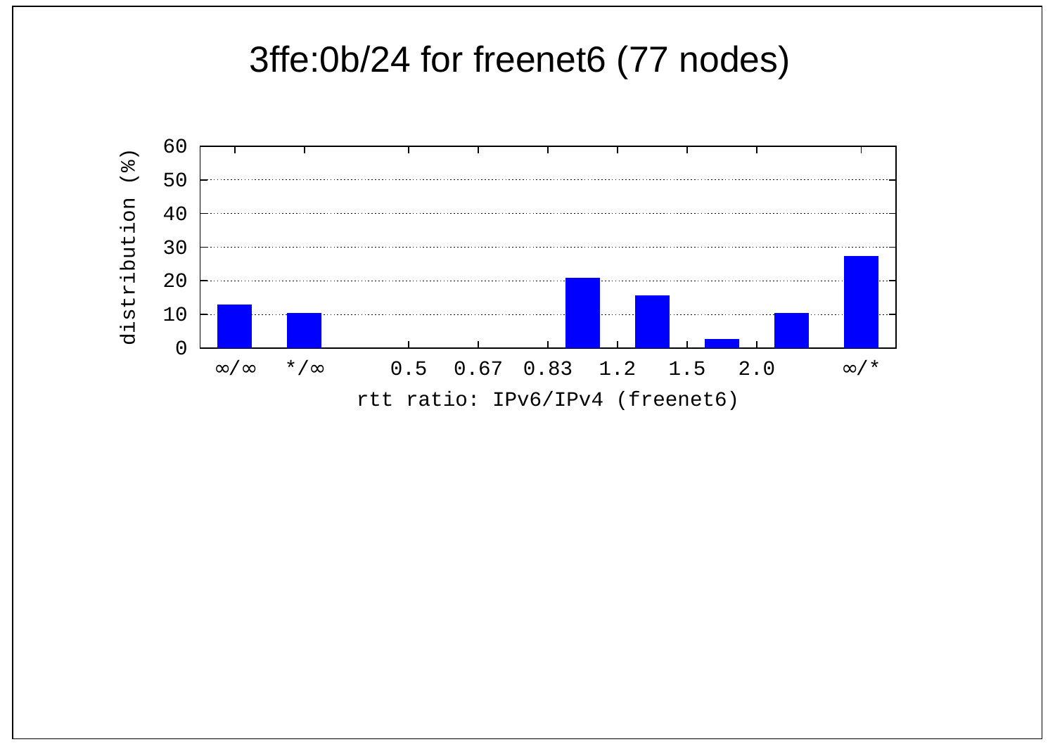# 3ffe:0b/24 for freenet6 (77 nodes)

| rtt ratio: IPv6/IPv4 (freenet6) | distribution (%) |
|---|---|
| ∞/∞ | 13 |
| */∞ | 10.4 |
| 0.5 | 0 |
| 0.67 | 0 |
| 0.83 | 0 |
| 1.2 | 20.8 |
| 1.5 | 15.6 |
| 2.0 | 2.6 |
| >2.0 | 10.4 |
| ∞/* | 27.3 |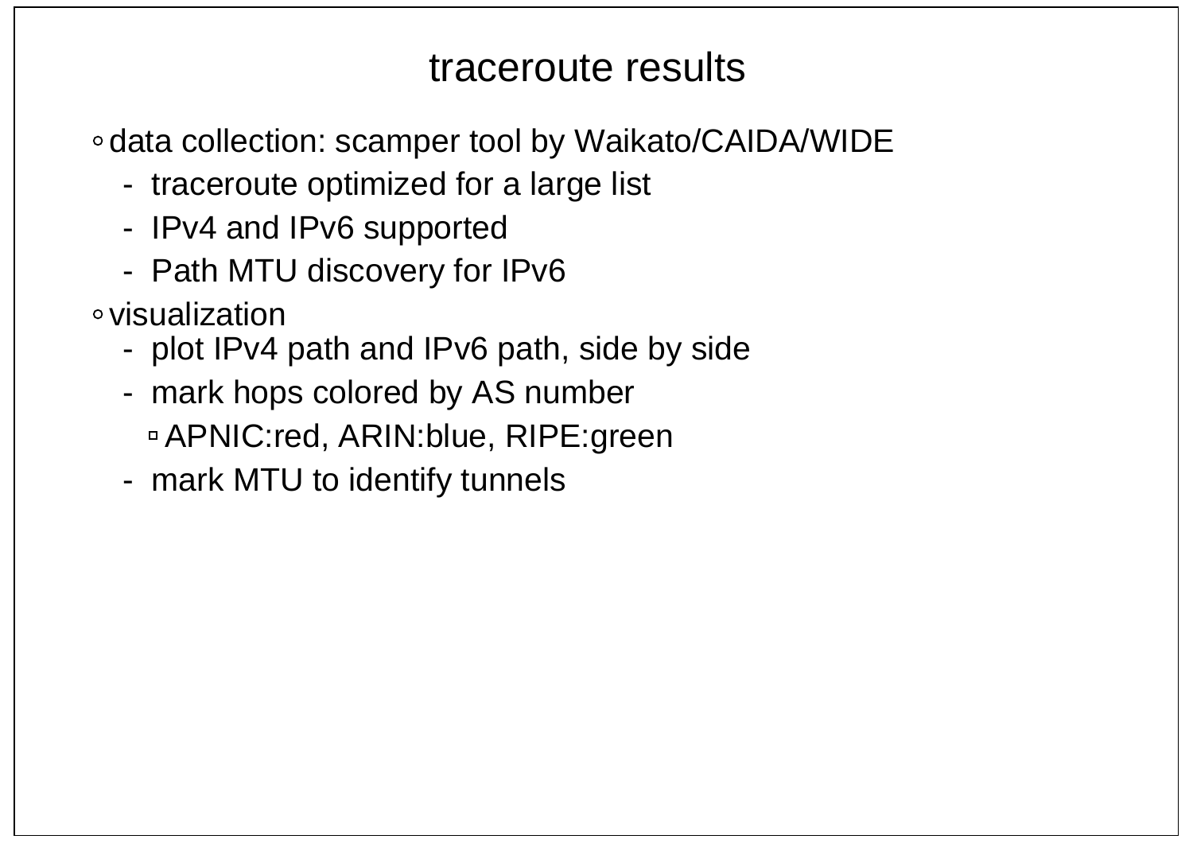# traceroute results

- data collection: scamper tool by Waikato/CAIDA/WIDE
  - traceroute optimized for a large list
  - IPv4 and IPv6 supported
  - Path MTU discovery for IPv6
- visualization
  - plot IPv4 path and IPv6 path, side by side
  - mark hops colored by AS number
    - APNIC:red, ARIN:blue, RIPE:green
  - mark MTU to identify tunnels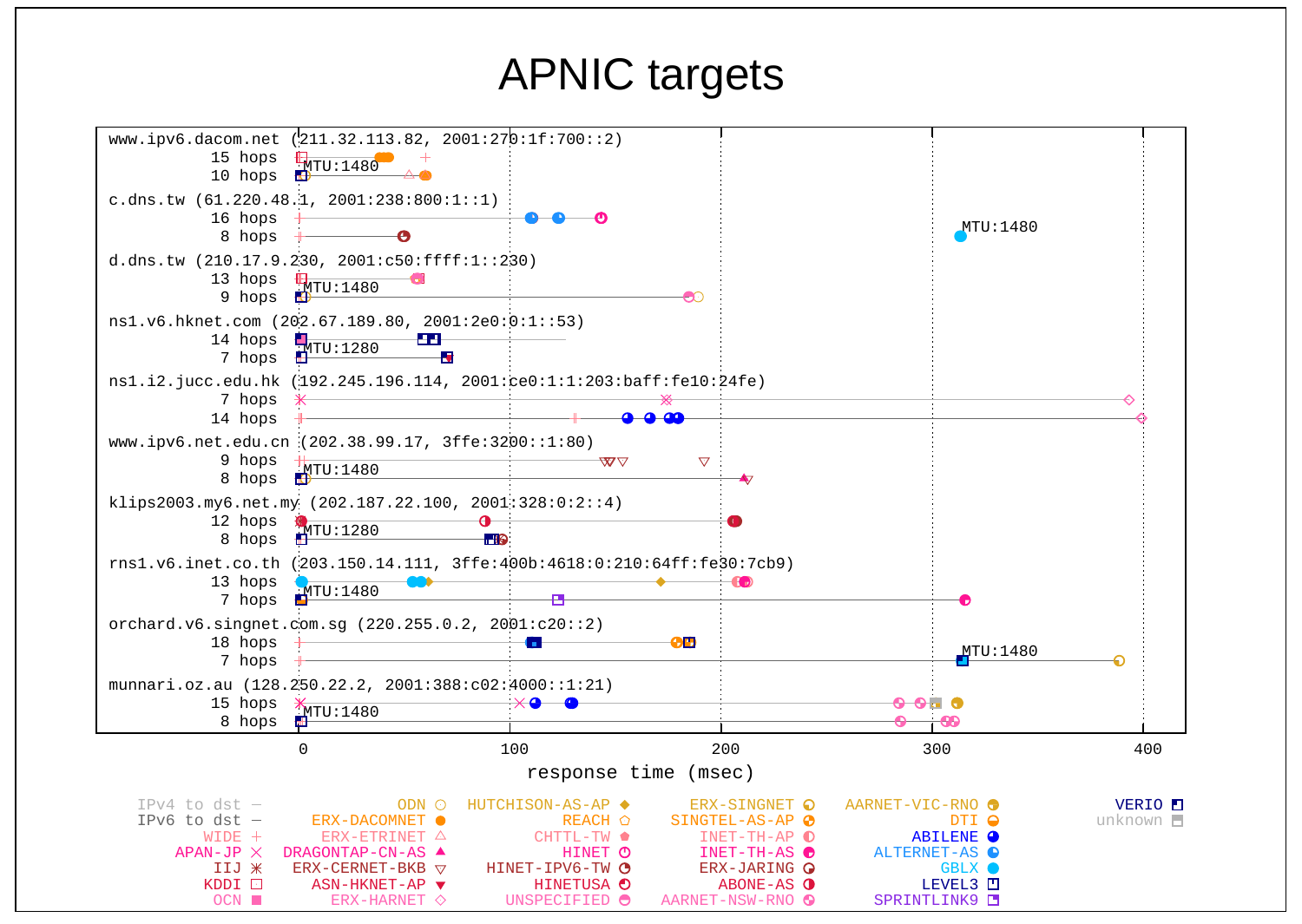# APNIC targets

www.ipv6.dacom.net (211.32.113.82, 2001:270:1f:700::2)
15 hops
10 hops — MTU:1480

c.dns.tw (61.220.48.1, 2001:238:800:1::1)
16 hops
8 hops — MTU:1480

d.dns.tw (210.17.9.230, 2001:c50:ffff:1::230)
13 hops
9 hops — MTU:1480

ns1.v6.hknet.com (202.67.189.80, 2001:2e0:0:1::53)
14 hops
7 hops — MTU:1280

ns1.i2.jucc.edu.hk (192.245.196.114, 2001:ce0:1:1:203:baff:fe10:24fe)
7 hops
14 hops

www.ipv6.net.edu.cn (202.38.99.17, 3ffe:3200::1:80)
9 hops
8 hops — MTU:1480

klips2003.my6.net.my (202.187.22.100, 2001:328:0:2::4)
12 hops
8 hops — MTU:1280

rns1.v6.inet.co.th (203.150.14.111, 3ffe:400b:4618:0:210:64ff:fe30:7cb9)
13 hops
7 hops — MTU:1480

orchard.v6.singnet.com.sg (220.255.0.2, 2001:c20::2)
18 hops
7 hops — MTU:1480

munnari.oz.au (128.250.22.2, 2001:388:c02:4000::1:21)
15 hops
8 hops — MTU:1480

response time (msec): 0, 100, 200, 300, 400

Legend: IPv4 to dst, IPv6 to dst, WIDE, APAN-JP, IIJ, KDDI, OCN, ODN, ERX-DACOMNET, ERX-ETRINET, DRAGONTAP-CN-AS, ERX-CERNET-BKB, ASN-HKNET-AP, ERX-HARNET, HUTCHISON-AS-AP, REACH, CHTTL-TW, HINET, HINET-IPV6-TW, HINETUSA, UNSPECIFIED, ERX-SINGNET, SINGTEL-AS-AP, INET-TH-AP, INET-TH-AS, ERX-JARING, ABONE-AS, AARNET-NSW-RNO, AARNET-VIC-RNO, DTI, ABILENE, ALTERNET-AS, GBLX, LEVEL3, SPRINTLINK9, VERIO, unknown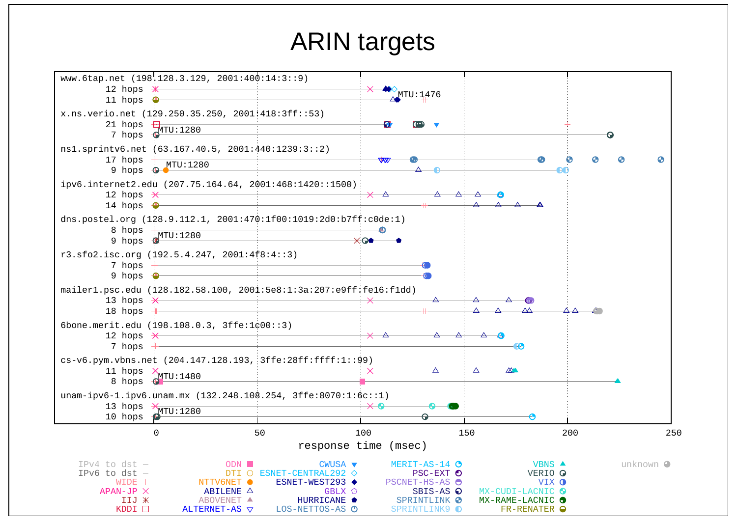# ARIN targets

www.6tap.net (198.128.3.129, 2001:400:14:3::9)
12 hops
11 hops
MTU:1476

x.ns.verio.net (129.250.35.250, 2001:418:3ff::53)
21 hops
7 hops
MTU:1280

ns1.sprintv6.net (63.167.40.5, 2001:440:1239:3::2)
17 hops
9 hops
MTU:1280

ipv6.internet2.edu (207.75.164.64, 2001:468:1420::1500)
12 hops
14 hops

dns.postel.org (128.9.112.1, 2001:470:1f00:1019:2d0:b7ff:c0de:1)
8 hops
9 hops
MTU:1280

r3.sfo2.isc.org (192.5.4.247, 2001:4f8:4::3)
7 hops
9 hops

mailer1.psc.edu (128.182.58.100, 2001:5e8:1:3a:207:e9ff:fe16:f1dd)
13 hops
18 hops

6bone.merit.edu (198.108.0.3, 3ffe:1c00::3)
12 hops
7 hops

cs-v6.pym.vbns.net (204.147.128.193, 3ffe:28ff:ffff:1::99)
11 hops
8 hops
MTU:1480

unam-ipv6-1.ipv6.unam.mx (132.248.108.254, 3ffe:8070:1:6c::1)
13 hops
10 hops
MTU:1280

0 50 100 150 200 250

response time (msec)

IPv4 to dst, IPv6 to dst, WIDE, APAN-JP, IIJ, KDDI, ODN, DTI, NTTV6NET, ABILENE, ABOVENET, ALTERNET-AS, CWUSA, ESNET-CENTRAL292, ESNET-WEST293, GBLX, HURRICANE, LOS-NETTOS-AS, MERIT-AS-14, PSC-EXT, PSCNET-HS-AS, SBIS-AS, SPRINTLINK, SPRINTLINK9, VBNS, VERIO, VIX, MX-CUDI-LACNIC, MX-RAME-LACNIC, FR-RENATER, unknown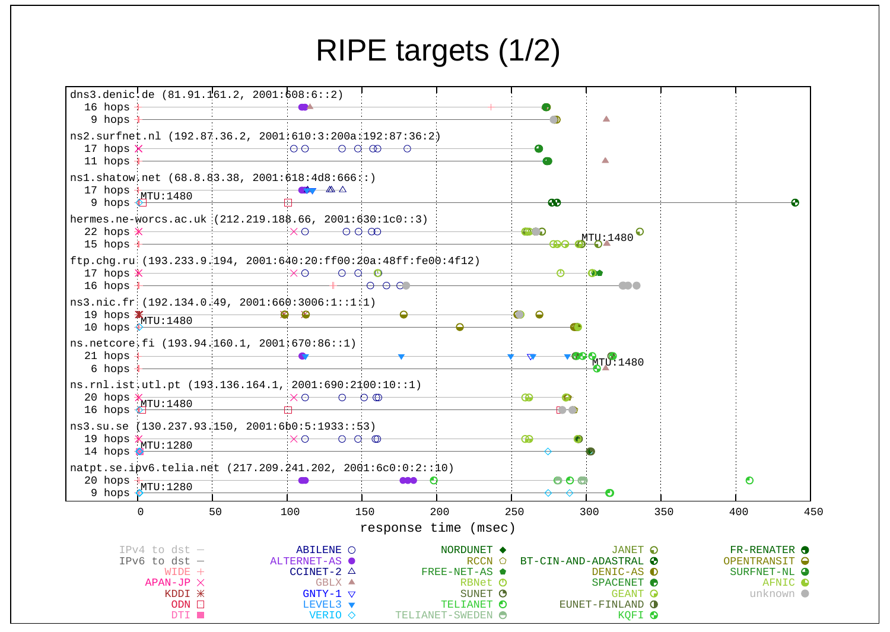# RIPE targets (1/2)

dns3.denic.de (81.91.161.2, 2001:608:6::2)
16 hops
9 hops

ns2.surfnet.nl (192.87.36.2, 2001:610:3:200a:192:87:36:2)
17 hops
11 hops

ns1.shatow.net (68.8.83.38, 2001:618:4d8:666::)
17 hops
9 hops
MTU:1480

hermes.ne-worcs.ac.uk (212.219.188.66, 2001:630:1c0::3)
22 hops
15 hops
MTU:1480

ftp.chg.ru (193.233.9.194, 2001:640:20:ff00:20a:48ff:fe00:4f12)
17 hops
16 hops

ns3.nic.fr (192.134.0.49, 2001:660:3006:1::1:1)
19 hops
10 hops
MTU:1480

ns.netcore.fi (193.94.160.1, 2001:670:86::1)
21 hops
6 hops
MTU:1480

ns.rnl.ist.utl.pt (193.136.164.1, 2001:690:2100:10::1)
20 hops
16 hops
MTU:1480

ns3.su.se (130.237.93.150, 2001:6b0:5:1933::53)
19 hops
14 hops
MTU:1280

natpt.se.ipv6.telia.net (217.209.241.202, 2001:6c0:0:2::10)
20 hops
9 hops
MTU:1280

response time (msec): 0, 50, 100, 150, 200, 250, 300, 350, 400, 450

IPv4 to dst, IPv6 to dst, WIDE, APAN-JP, KDDI, ODN, DTI, ABILENE, ALTERNET-AS, CCINET-2, GBLX, GNTY-1, LEVEL3, VERIO, NORDUNET, RCCN, FREE-NET-AS, RBNet, SUNET, TELIANET, TELIANET-SWEDEN, JANET, BT-CIN-AND-ADASTRAL, DENIC-AS, SPACENET, GEANT, EUNET-FINLAND, KQFI, FR-RENATER, OPENTRANSIT, SURFNET-NL, AFNIC, unknown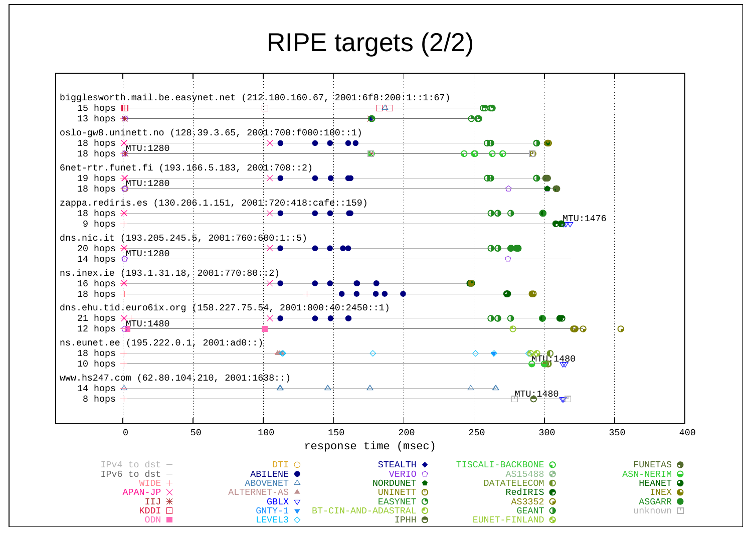# RIPE targets (2/2)

biggelsworth.mail.be.easynet.net (212.100.160.67, 2001:6f8:200:1::1:67)
15 hops
13 hops

oslo-gw8.uninett.no (128.39.3.65, 2001:700:f000:100::1)
18 hops
18 hops MTU:1280

6net-rtr.funet.fi (193.166.5.183, 2001:708::2)
19 hops
18 hops MTU:1280

zappa.rediris.es (130.206.1.151, 2001:720:418:cafe::159)
18 hops
9 hops MTU:1476

dns.nic.it (193.205.245.5, 2001:760:600:1::5)
20 hops
14 hops MTU:1280

ns.inex.ie (193.1.31.18, 2001:770:80::2)
16 hops
18 hops

dns.ehu.tid.euro6ix.org (158.227.75.54, 2001:800:40:2450::1)
21 hops
12 hops MTU:1480

ns.eunet.ee (195.222.0.1, 2001:ad0::)
18 hops
10 hops MTU:1480

www.hs247.com (62.80.104.210, 2001:1638::)
14 hops
8 hops MTU:1480

0 50 100 150 200 250 300 350 400

response time (msec)

IPv4 to dst, IPv6 to dst, WIDE, APAN-JP, IIJ, KDDI, ODN, DTI, ABILENE, ABOVENET, ALTERNET-AS, GBLX, GNTY-1, LEVEL3, STEALTH, VERIO, NORDUNET, UNINETT, EASYNET, BT-CIN-AND-ADASTRAL, IPHH, TISCALI-BACKBONE, AS15488, DATATELECOM, RedIRIS, AS3352, GEANT, EUNET-FINLAND, FUNETAS, ASN-NERIM, HEANET, INEX, ASGARR, unknown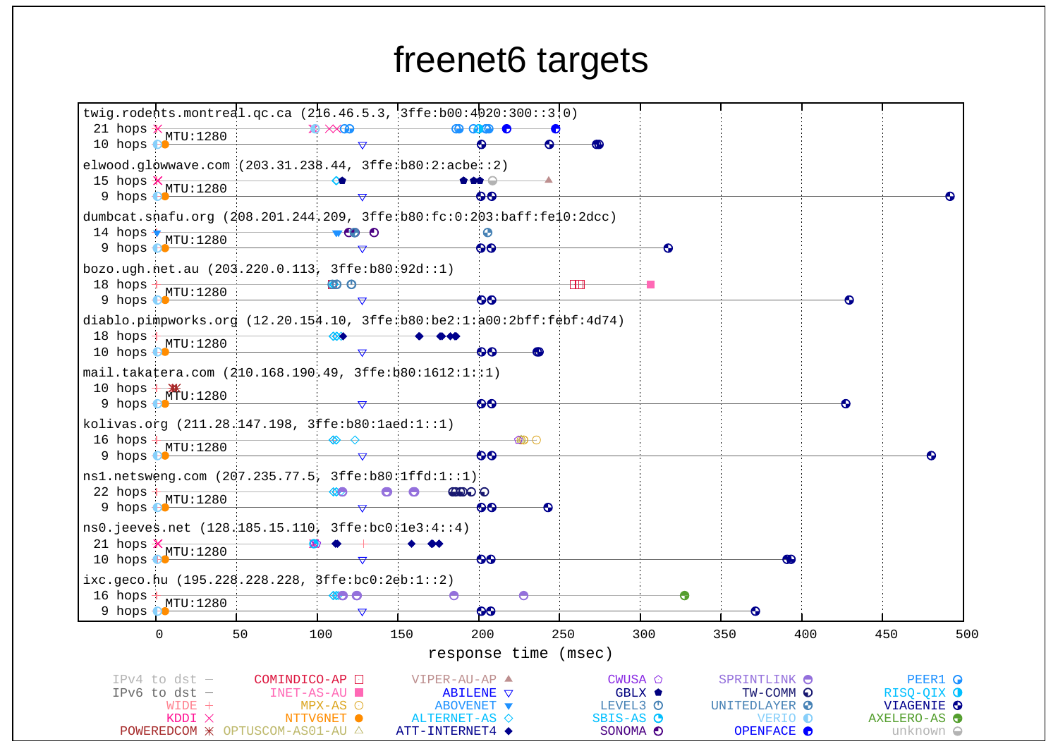# freenet6 targets

twig.rodents.montreal.qc.ca (216.46.5.3, 3ffe:b00:4020:300::3:0)
21 hops
10 hops MTU:1280

elwood.glowwave.com (203.31.238.44, 3ffe:b80:2:acbe::2)
15 hops
9 hops MTU:1280

dumbcat.snafu.org (208.201.244.209, 3ffe:b80:fc:0:203:baff:fe10:2dcc)
14 hops
9 hops MTU:1280

bozo.ugh.net.au (203.220.0.113, 3ffe:b80:92d::1)
18 hops
9 hops MTU:1280

diablo.pimpworks.org (12.20.154.10, 3ffe:b80:be2:1:a00:2bff:febf:4d74)
18 hops
10 hops MTU:1280

mail.takatera.com (210.168.190.49, 3ffe:b80:1612:1::1)
10 hops
9 hops MTU:1280

kolivas.org (211.28.147.198, 3ffe:b80:1aed:1::1)
16 hops
9 hops MTU:1280

ns1.netsweng.com (207.235.77.5, 3ffe:b80:1ffd:1::1)
22 hops
9 hops MTU:1280

ns0.jeeves.net (128.185.15.110, 3ffe:bc0:1e3:4::4)
21 hops
10 hops MTU:1280

ixc.geco.hu (195.228.228.228, 3ffe:bc0:2eb:1::2)
16 hops
9 hops MTU:1280

0 50 100 150 200 250 300 350 400 450 500

response time (msec)

IPv4 to dst, IPv6 to dst, WIDE, KDDI, POWEREDCOM, COMINDICO-AP, INET-AS-AU, MPX-AS, NTTV6NET, OPTUSCOM-AS01-AU, VIPER-AU-AP, ABILENE, ABOVENET, ALTERNET-AS, ATT-INTERNET4, CWUSA, GBLX, LEVEL3, SBIS-AS, SONOMA, SPRINTLINK, TW-COMM, UNITEDLAYER, VERIO, OPENFACE, PEER1, RISQ-QIX, VIAGENIE, AXELERO-AS, unknown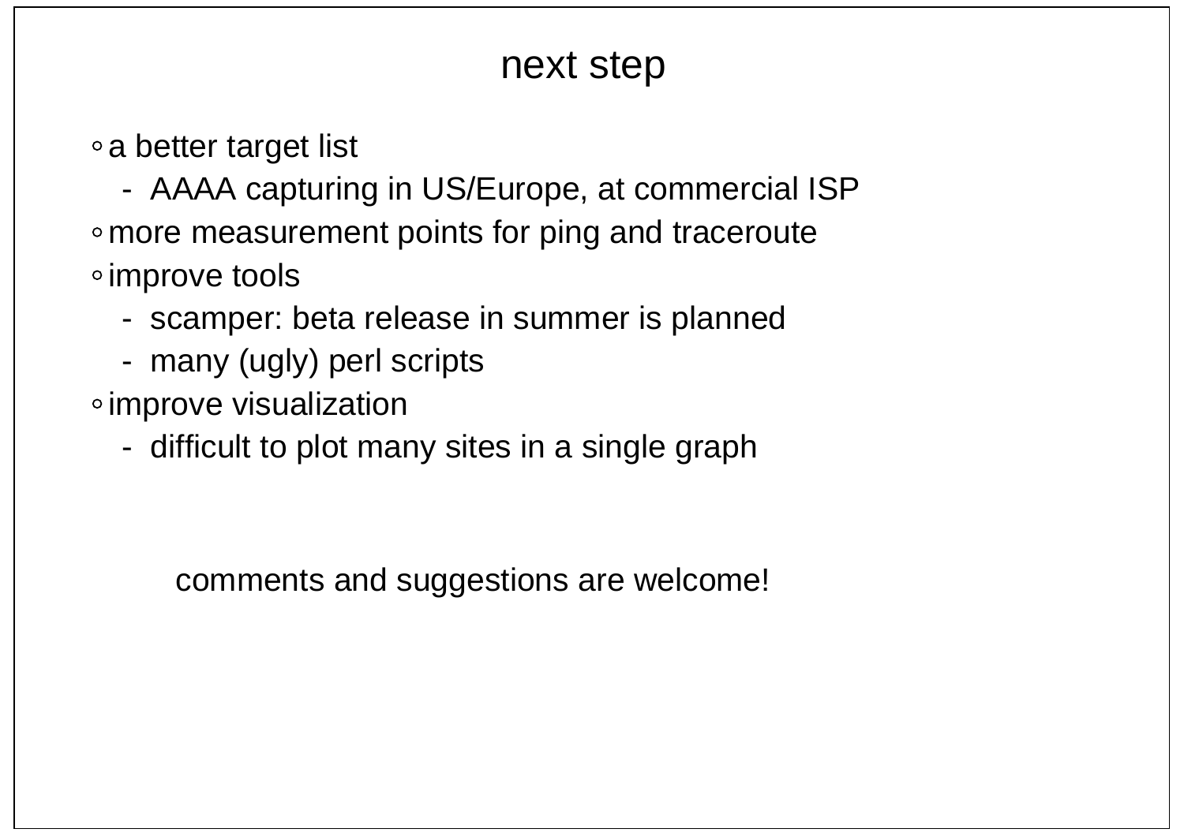# next step

- a better target list
  - AAAA capturing in US/Europe, at commercial ISP
- more measurement points for ping and traceroute
- improve tools
  - scamper: beta release in summer is planned
  - many (ugly) perl scripts
- improve visualization
  - difficult to plot many sites in a single graph

comments and suggestions are welcome!